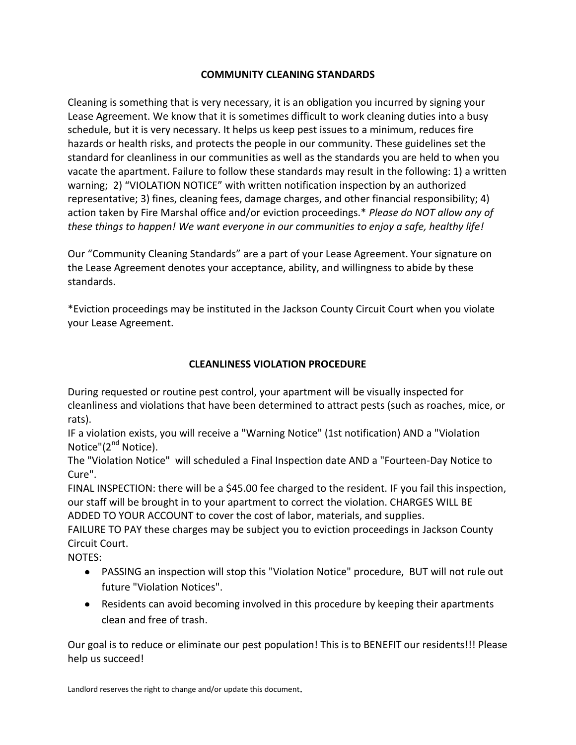## COMMUNITY CLEANING STANDARDS

Cleaning is something that is very necessary, it is an obligation you incurred by signing your Lease Agreement. We know that it is sometimes difficult to work cleaning duties into a busy schedule, but it is very necessary. It helps us keep pest issues to a minimum, reduces fire hazards or health risks, and protects the people in our community. These guidelines set the standard for cleanliness in our communities as well as the standards you are held to when you vacate the apartment. Failure to follow these standards may result in the following: 1) a written warning; 2) "VIOLATION NOTICE" with written notification inspection by an authorized representative; 3) fines, cleaning fees, damage charges, and other financial responsibility; 4) action taken by Fire Marshal office and/or eviction proceedings.* *Please do NOT allow any of these things to happen! We want everyone in our communities to enjoy a safe, healthy life!*

Our "Community Cleaning Standards" are a part of your Lease Agreement. Your signature on the Lease Agreement denotes your acceptance, ability, and willingness to abide by these standards.

*Eviction proceedings may be instituted in the Jackson County Circuit Court when you violate your Lease Agreement.

## CLEANLINESS VIOLATION PROCEDURE

During requested or routine pest control, your apartment will be visually inspected for cleanliness and violations that have been determined to attract pests (such as roaches, mice, or rats).
IF a violation exists, you will receive a "Warning Notice" (1st notification) AND a "Violation Notice"(2nd Notice).
The "Violation Notice" will scheduled a Final Inspection date AND a "Fourteen-Day Notice to Cure".
FINAL INSPECTION: there will be a $45.00 fee charged to the resident. IF you fail this inspection, our staff will be brought in to your apartment to correct the violation. CHARGES WILL BE ADDED TO YOUR ACCOUNT to cover the cost of labor, materials, and supplies.
FAILURE TO PAY these charges may be subject you to eviction proceedings in Jackson County Circuit Court.
NOTES:

- PASSING an inspection will stop this "Violation Notice" procedure, BUT will not rule out future "Violation Notices".
- Residents can avoid becoming involved in this procedure by keeping their apartments clean and free of trash.

Our goal is to reduce or eliminate our pest population! This is to BENEFIT our residents!!! Please help us succeed!

Landlord reserves the right to change and/or update this document.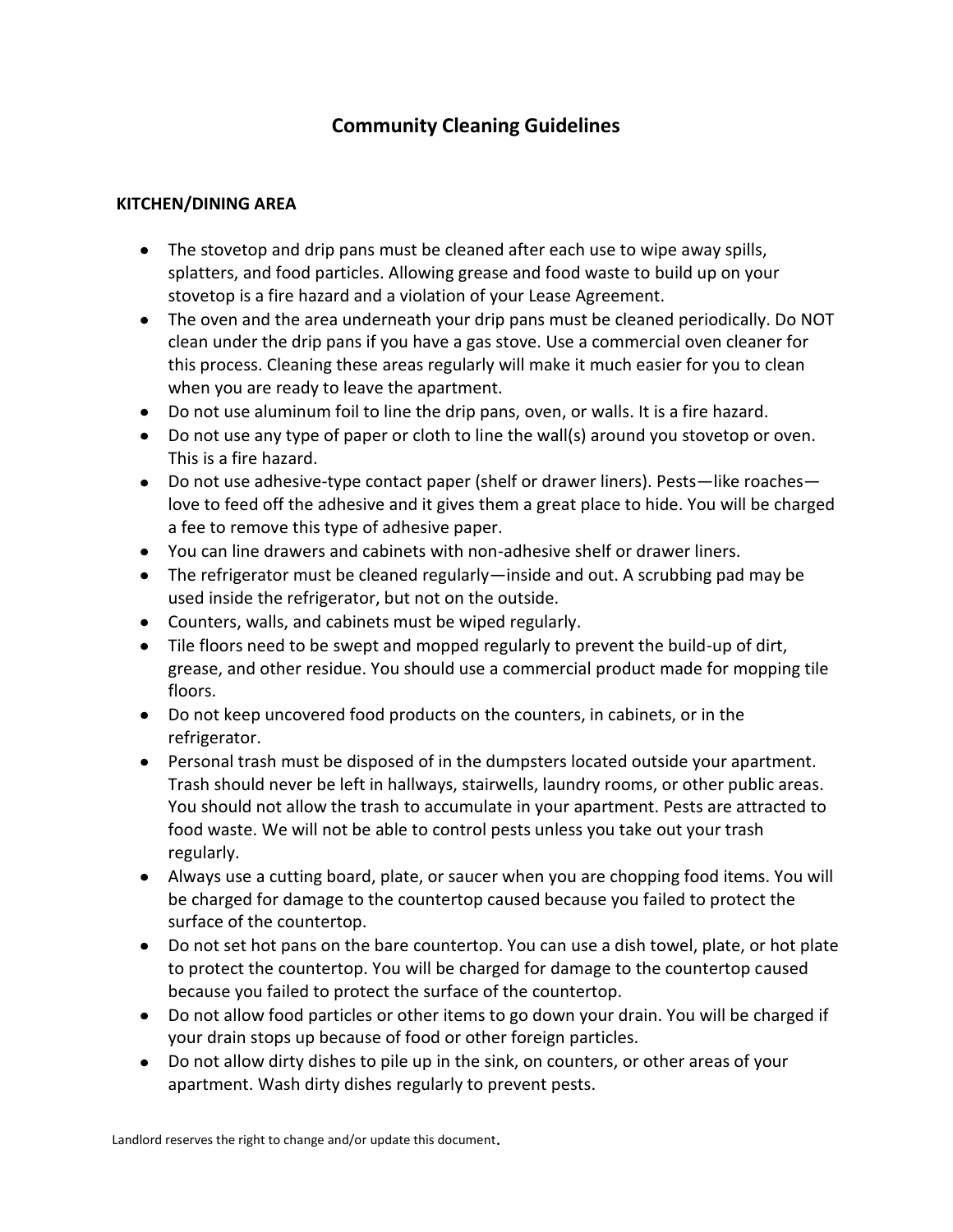# Community Cleaning Guidelines

## KITCHEN/DINING AREA

- The stovetop and drip pans must be cleaned after each use to wipe away spills, splatters, and food particles. Allowing grease and food waste to build up on your stovetop is a fire hazard and a violation of your Lease Agreement.
- The oven and the area underneath your drip pans must be cleaned periodically. Do NOT clean under the drip pans if you have a gas stove. Use a commercial oven cleaner for this process. Cleaning these areas regularly will make it much easier for you to clean when you are ready to leave the apartment.
- Do not use aluminum foil to line the drip pans, oven, or walls. It is a fire hazard.
- Do not use any type of paper or cloth to line the wall(s) around you stovetop or oven. This is a fire hazard.
- Do not use adhesive-type contact paper (shelf or drawer liners). Pests—like roaches—love to feed off the adhesive and it gives them a great place to hide. You will be charged a fee to remove this type of adhesive paper.
- You can line drawers and cabinets with non-adhesive shelf or drawer liners.
- The refrigerator must be cleaned regularly—inside and out. A scrubbing pad may be used inside the refrigerator, but not on the outside.
- Counters, walls, and cabinets must be wiped regularly.
- Tile floors need to be swept and mopped regularly to prevent the build-up of dirt, grease, and other residue. You should use a commercial product made for mopping tile floors.
- Do not keep uncovered food products on the counters, in cabinets, or in the refrigerator.
- Personal trash must be disposed of in the dumpsters located outside your apartment. Trash should never be left in hallways, stairwells, laundry rooms, or other public areas. You should not allow the trash to accumulate in your apartment. Pests are attracted to food waste. We will not be able to control pests unless you take out your trash regularly.
- Always use a cutting board, plate, or saucer when you are chopping food items. You will be charged for damage to the countertop caused because you failed to protect the surface of the countertop.
- Do not set hot pans on the bare countertop. You can use a dish towel, plate, or hot plate to protect the countertop. You will be charged for damage to the countertop caused because you failed to protect the surface of the countertop.
- Do not allow food particles or other items to go down your drain. You will be charged if your drain stops up because of food or other foreign particles.
- Do not allow dirty dishes to pile up in the sink, on counters, or other areas of your apartment. Wash dirty dishes regularly to prevent pests.

Landlord reserves the right to change and/or update this document.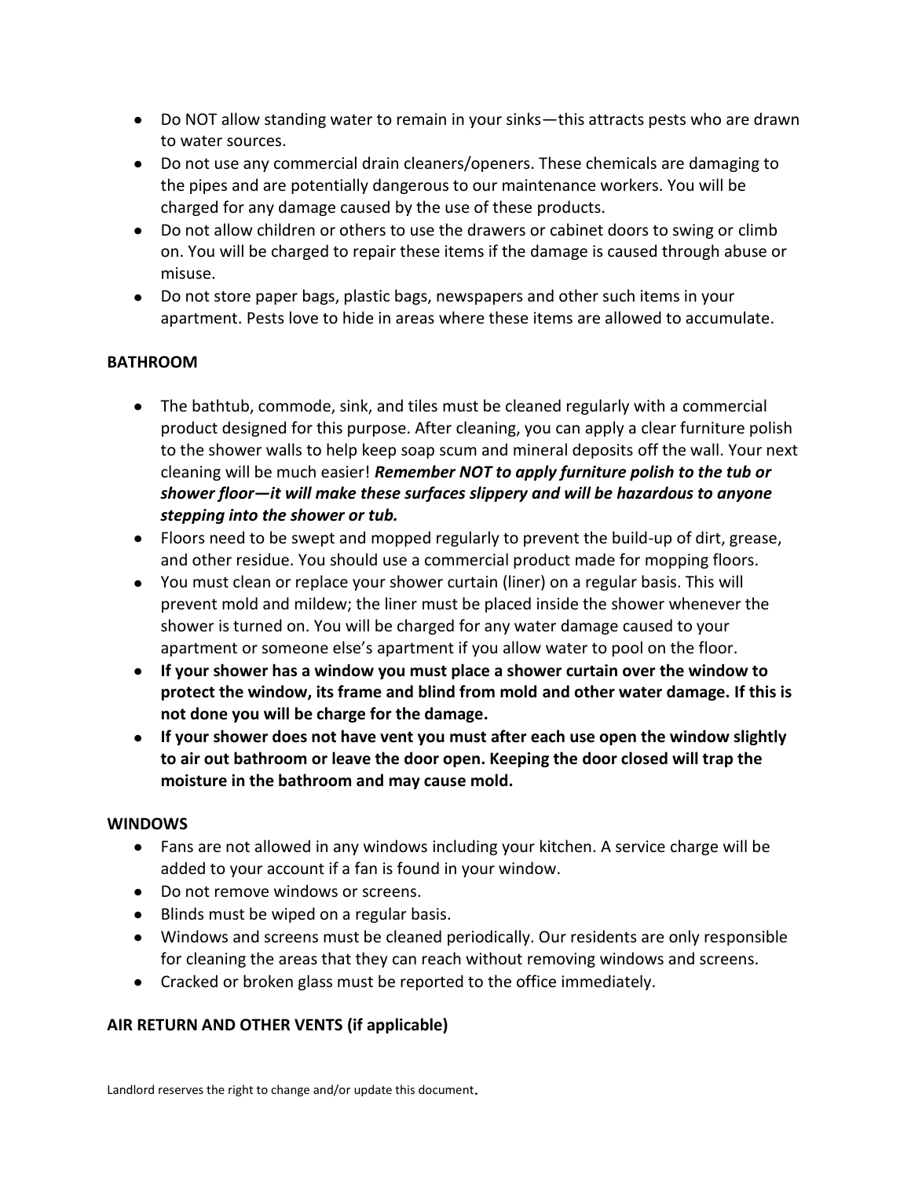- Do NOT allow standing water to remain in your sinks—this attracts pests who are drawn to water sources.
- Do not use any commercial drain cleaners/openers. These chemicals are damaging to the pipes and are potentially dangerous to our maintenance workers. You will be charged for any damage caused by the use of these products.
- Do not allow children or others to use the drawers or cabinet doors to swing or climb on. You will be charged to repair these items if the damage is caused through abuse or misuse.
- Do not store paper bags, plastic bags, newspapers and other such items in your apartment. Pests love to hide in areas where these items are allowed to accumulate.

**BATHROOM**

- The bathtub, commode, sink, and tiles must be cleaned regularly with a commercial product designed for this purpose. After cleaning, you can apply a clear furniture polish to the shower walls to help keep soap scum and mineral deposits off the wall. Your next cleaning will be much easier! ***Remember NOT to apply furniture polish to the tub or shower floor—it will make these surfaces slippery and will be hazardous to anyone stepping into the shower or tub.***
- Floors need to be swept and mopped regularly to prevent the build-up of dirt, grease, and other residue. You should use a commercial product made for mopping floors.
- You must clean or replace your shower curtain (liner) on a regular basis. This will prevent mold and mildew; the liner must be placed inside the shower whenever the shower is turned on. You will be charged for any water damage caused to your apartment or someone else's apartment if you allow water to pool on the floor.
- **If your shower has a window you must place a shower curtain over the window to protect the window, its frame and blind from mold and other water damage. If this is not done you will be charge for the damage.**
- **If your shower does not have vent you must after each use open the window slightly to air out bathroom or leave the door open. Keeping the door closed will trap the moisture in the bathroom and may cause mold.**

**WINDOWS**

- Fans are not allowed in any windows including your kitchen. A service charge will be added to your account if a fan is found in your window.
- Do not remove windows or screens.
- Blinds must be wiped on a regular basis.
- Windows and screens must be cleaned periodically. Our residents are only responsible for cleaning the areas that they can reach without removing windows and screens.
- Cracked or broken glass must be reported to the office immediately.

**AIR RETURN AND OTHER VENTS (if applicable)**

Landlord reserves the right to change and/or update this document.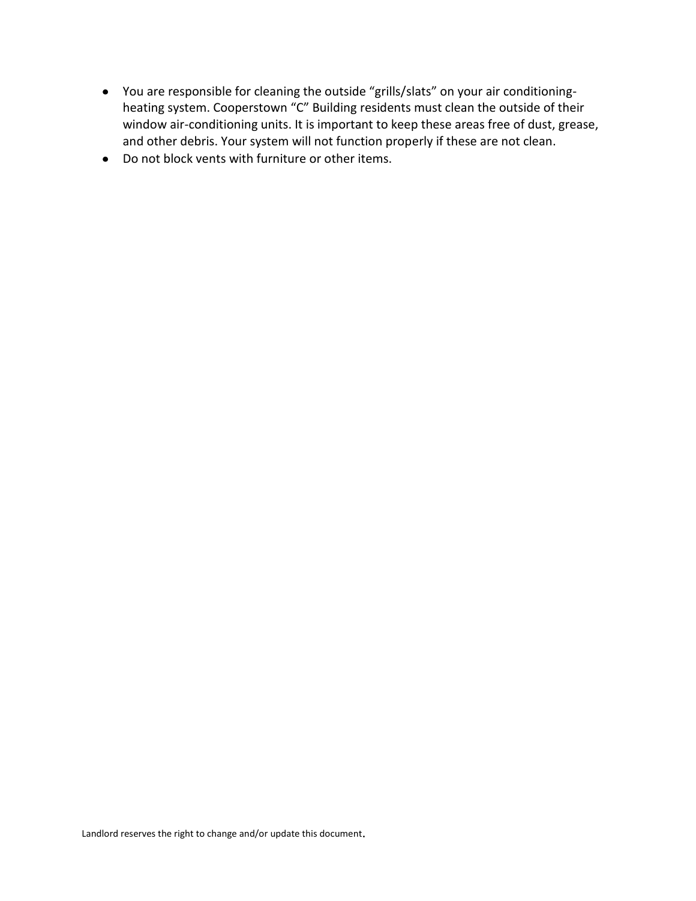- You are responsible for cleaning the outside “grills/slats” on your air conditioning-heating system. Cooperstown “C” Building residents must clean the outside of their window air-conditioning units. It is important to keep these areas free of dust, grease, and other debris. Your system will not function properly if these are not clean.
- Do not block vents with furniture or other items.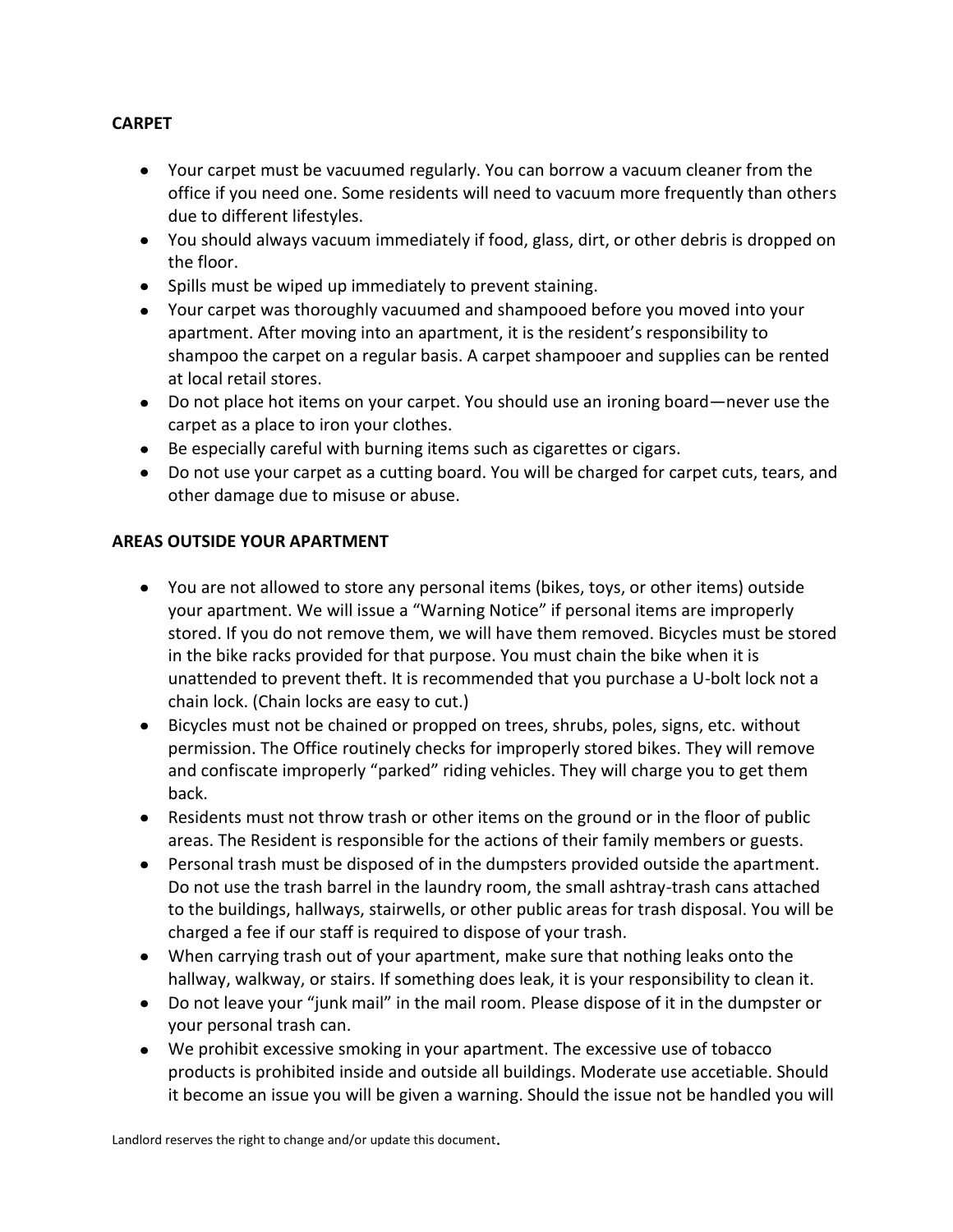**CARPET**

- Your carpet must be vacuumed regularly. You can borrow a vacuum cleaner from the office if you need one. Some residents will need to vacuum more frequently than others due to different lifestyles.
- You should always vacuum immediately if food, glass, dirt, or other debris is dropped on the floor.
- Spills must be wiped up immediately to prevent staining.
- Your carpet was thoroughly vacuumed and shampooed before you moved into your apartment. After moving into an apartment, it is the resident's responsibility to shampoo the carpet on a regular basis. A carpet shampooer and supplies can be rented at local retail stores.
- Do not place hot items on your carpet. You should use an ironing board—never use the carpet as a place to iron your clothes.
- Be especially careful with burning items such as cigarettes or cigars.
- Do not use your carpet as a cutting board. You will be charged for carpet cuts, tears, and other damage due to misuse or abuse.

**AREAS OUTSIDE YOUR APARTMENT**

- You are not allowed to store any personal items (bikes, toys, or other items) outside your apartment. We will issue a "Warning Notice" if personal items are improperly stored. If you do not remove them, we will have them removed. Bicycles must be stored in the bike racks provided for that purpose. You must chain the bike when it is unattended to prevent theft. It is recommended that you purchase a U-bolt lock not a chain lock. (Chain locks are easy to cut.)
- Bicycles must not be chained or propped on trees, shrubs, poles, signs, etc. without permission. The Office routinely checks for improperly stored bikes. They will remove and confiscate improperly "parked" riding vehicles. They will charge you to get them back.
- Residents must not throw trash or other items on the ground or in the floor of public areas. The Resident is responsible for the actions of their family members or guests.
- Personal trash must be disposed of in the dumpsters provided outside the apartment. Do not use the trash barrel in the laundry room, the small ashtray-trash cans attached to the buildings, hallways, stairwells, or other public areas for trash disposal. You will be charged a fee if our staff is required to dispose of your trash.
- When carrying trash out of your apartment, make sure that nothing leaks onto the hallway, walkway, or stairs. If something does leak, it is your responsibility to clean it.
- Do not leave your "junk mail" in the mail room. Please dispose of it in the dumpster or your personal trash can.
- We prohibit excessive smoking in your apartment. The excessive use of tobacco products is prohibited inside and outside all buildings. Moderate use accetiable. Should it become an issue you will be given a warning. Should the issue not be handled you will

Landlord reserves the right to change and/or update this document.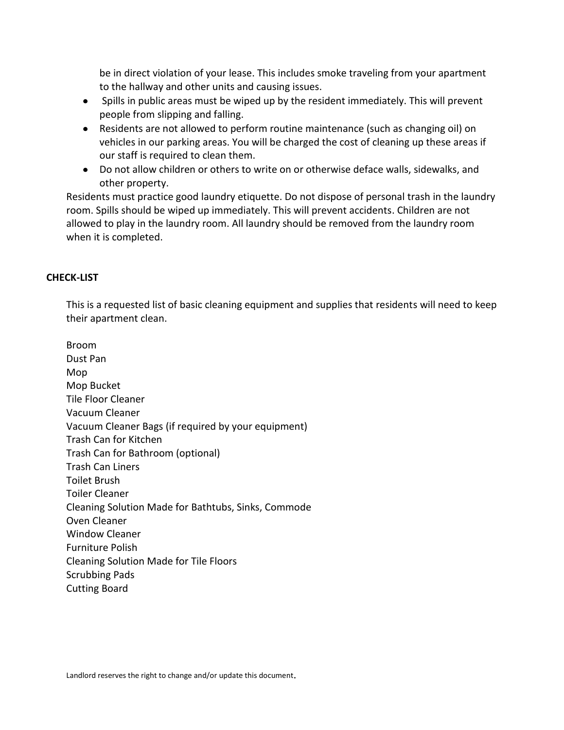be in direct violation of your lease. This includes smoke traveling from your apartment to the hallway and other units and causing issues.

- Spills in public areas must be wiped up by the resident immediately. This will prevent people from slipping and falling.
- Residents are not allowed to perform routine maintenance (such as changing oil) on vehicles in our parking areas. You will be charged the cost of cleaning up these areas if our staff is required to clean them.
- Do not allow children or others to write on or otherwise deface walls, sidewalks, and other property.

Residents must practice good laundry etiquette. Do not dispose of personal trash in the laundry room. Spills should be wiped up immediately. This will prevent accidents. Children are not allowed to play in the laundry room. All laundry should be removed from the laundry room when it is completed.

**CHECK-LIST**

This is a requested list of basic cleaning equipment and supplies that residents will need to keep their apartment clean.

Broom
Dust Pan
Mop
Mop Bucket
Tile Floor Cleaner
Vacuum Cleaner
Vacuum Cleaner Bags (if required by your equipment)
Trash Can for Kitchen
Trash Can for Bathroom (optional)
Trash Can Liners
Toilet Brush
Toiler Cleaner
Cleaning Solution Made for Bathtubs, Sinks, Commode
Oven Cleaner
Window Cleaner
Furniture Polish
Cleaning Solution Made for Tile Floors
Scrubbing Pads
Cutting Board

Landlord reserves the right to change and/or update this document.